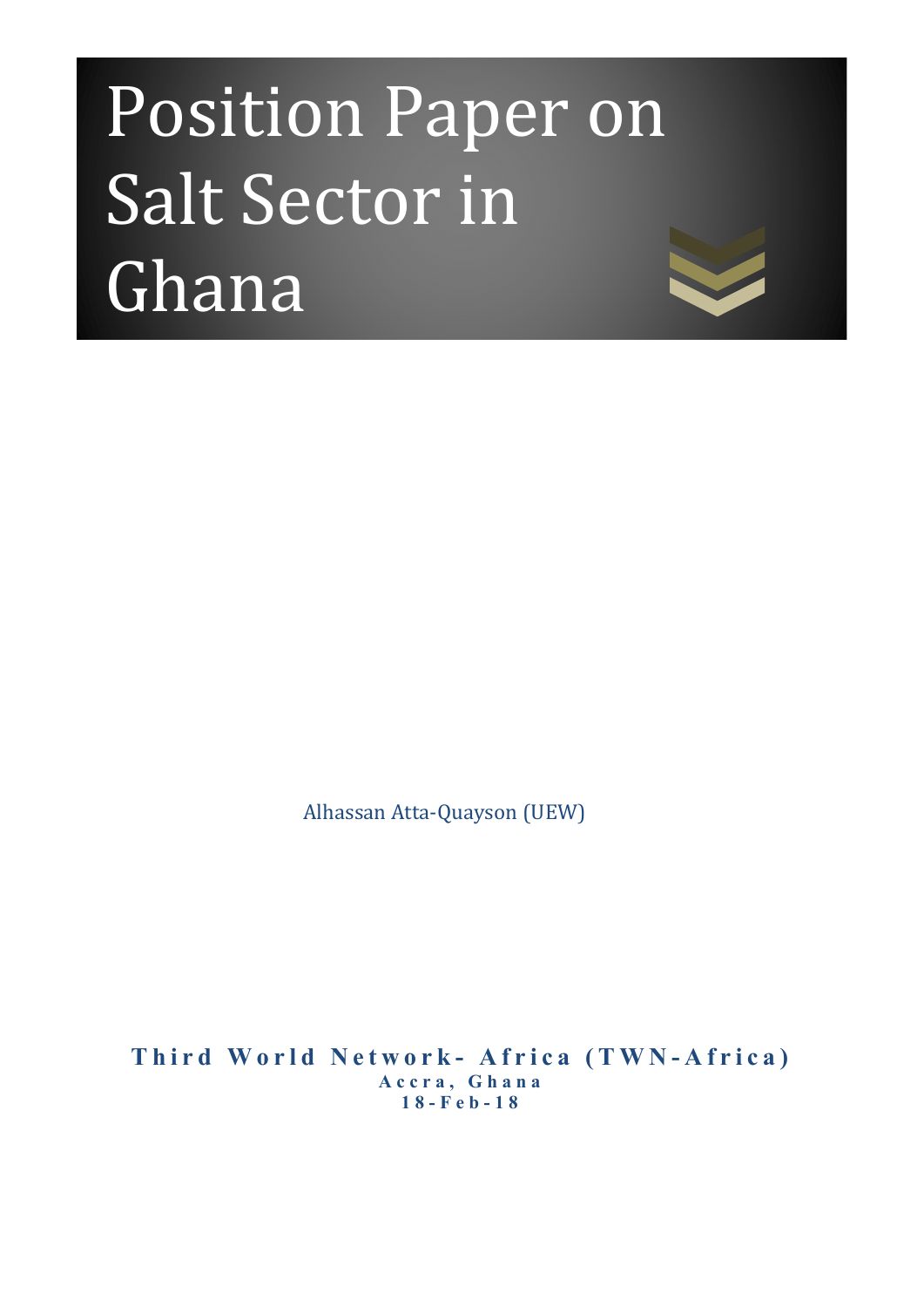# Position Paper on Salt Sector in Ghana

Alhassan Atta-Quayson (UEW)

**Third World Network- Africa (TWN-Africa)**

**Accra, Ghana**

**18-Feb-18**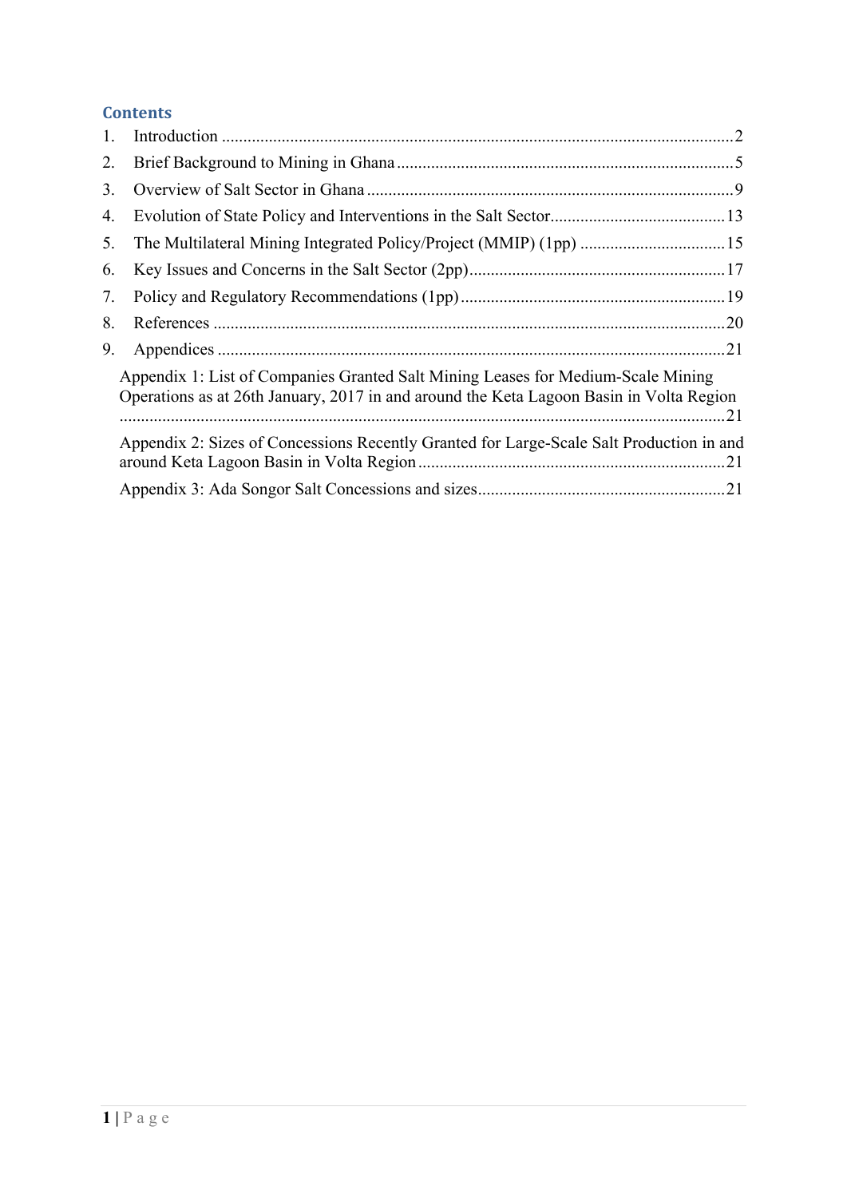## Contents

1. Introduction .......................................................................................................................2
2. Brief Background to Mining in Ghana ..............................................................................5
3. Overview of Salt Sector in Ghana .....................................................................................9
4. Evolution of State Policy and Interventions in the Salt Sector.........................................13
5. The Multilateral Mining Integrated Policy/Project (MMIP) (1pp) .................................15
6. Key Issues and Concerns in the Salt Sector (2pp)...........................................................17
7. Policy and Regulatory Recommendations (1pp).............................................................19
8. References .......................................................................................................................20
9. Appendices ......................................................................................................................21

   Appendix 1: List of Companies Granted Salt Mining Leases for Medium-Scale Mining Operations as at 26th January, 2017 in and around the Keta Lagoon Basin in Volta Region ............................................................................................................................21

   Appendix 2: Sizes of Concessions Recently Granted for Large-Scale Salt Production in and around Keta Lagoon Basin in Volta Region .......................................................................21

   Appendix 3: Ada Songor Salt Concessions and sizes..........................................................21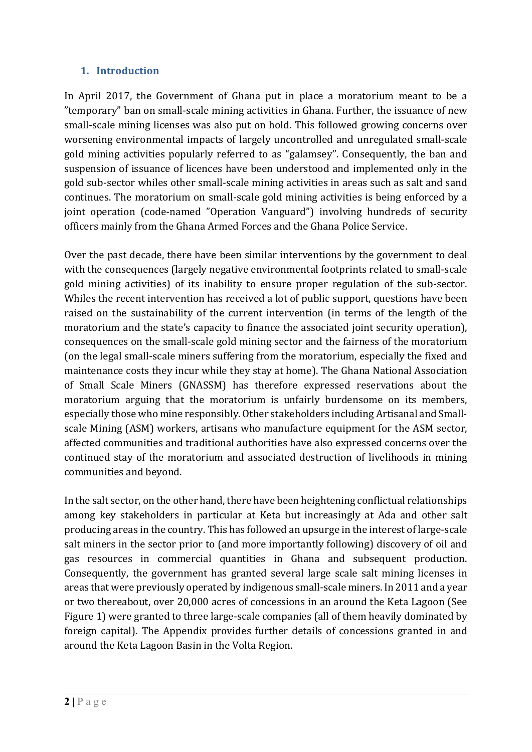## 1. Introduction

In April 2017, the Government of Ghana put in place a moratorium meant to be a "temporary" ban on small-scale mining activities in Ghana. Further, the issuance of new small-scale mining licenses was also put on hold. This followed growing concerns over worsening environmental impacts of largely uncontrolled and unregulated small-scale gold mining activities popularly referred to as "galamsey". Consequently, the ban and suspension of issuance of licences have been understood and implemented only in the gold sub-sector whiles other small-scale mining activities in areas such as salt and sand continues. The moratorium on small-scale gold mining activities is being enforced by a joint operation (code-named "Operation Vanguard") involving hundreds of security officers mainly from the Ghana Armed Forces and the Ghana Police Service.

Over the past decade, there have been similar interventions by the government to deal with the consequences (largely negative environmental footprints related to small-scale gold mining activities) of its inability to ensure proper regulation of the sub-sector. Whiles the recent intervention has received a lot of public support, questions have been raised on the sustainability of the current intervention (in terms of the length of the moratorium and the state's capacity to finance the associated joint security operation), consequences on the small-scale gold mining sector and the fairness of the moratorium (on the legal small-scale miners suffering from the moratorium, especially the fixed and maintenance costs they incur while they stay at home). The Ghana National Association of Small Scale Miners (GNASSM) has therefore expressed reservations about the moratorium arguing that the moratorium is unfairly burdensome on its members, especially those who mine responsibly. Other stakeholders including Artisanal and Small-scale Mining (ASM) workers, artisans who manufacture equipment for the ASM sector, affected communities and traditional authorities have also expressed concerns over the continued stay of the moratorium and associated destruction of livelihoods in mining communities and beyond.

In the salt sector, on the other hand, there have been heightening conflictual relationships among key stakeholders in particular at Keta but increasingly at Ada and other salt producing areas in the country. This has followed an upsurge in the interest of large-scale salt miners in the sector prior to (and more importantly following) discovery of oil and gas resources in commercial quantities in Ghana and subsequent production. Consequently, the government has granted several large scale salt mining licenses in areas that were previously operated by indigenous small-scale miners. In 2011 and a year or two thereabout, over 20,000 acres of concessions in an around the Keta Lagoon (See Figure 1) were granted to three large-scale companies (all of them heavily dominated by foreign capital). The Appendix provides further details of concessions granted in and around the Keta Lagoon Basin in the Volta Region.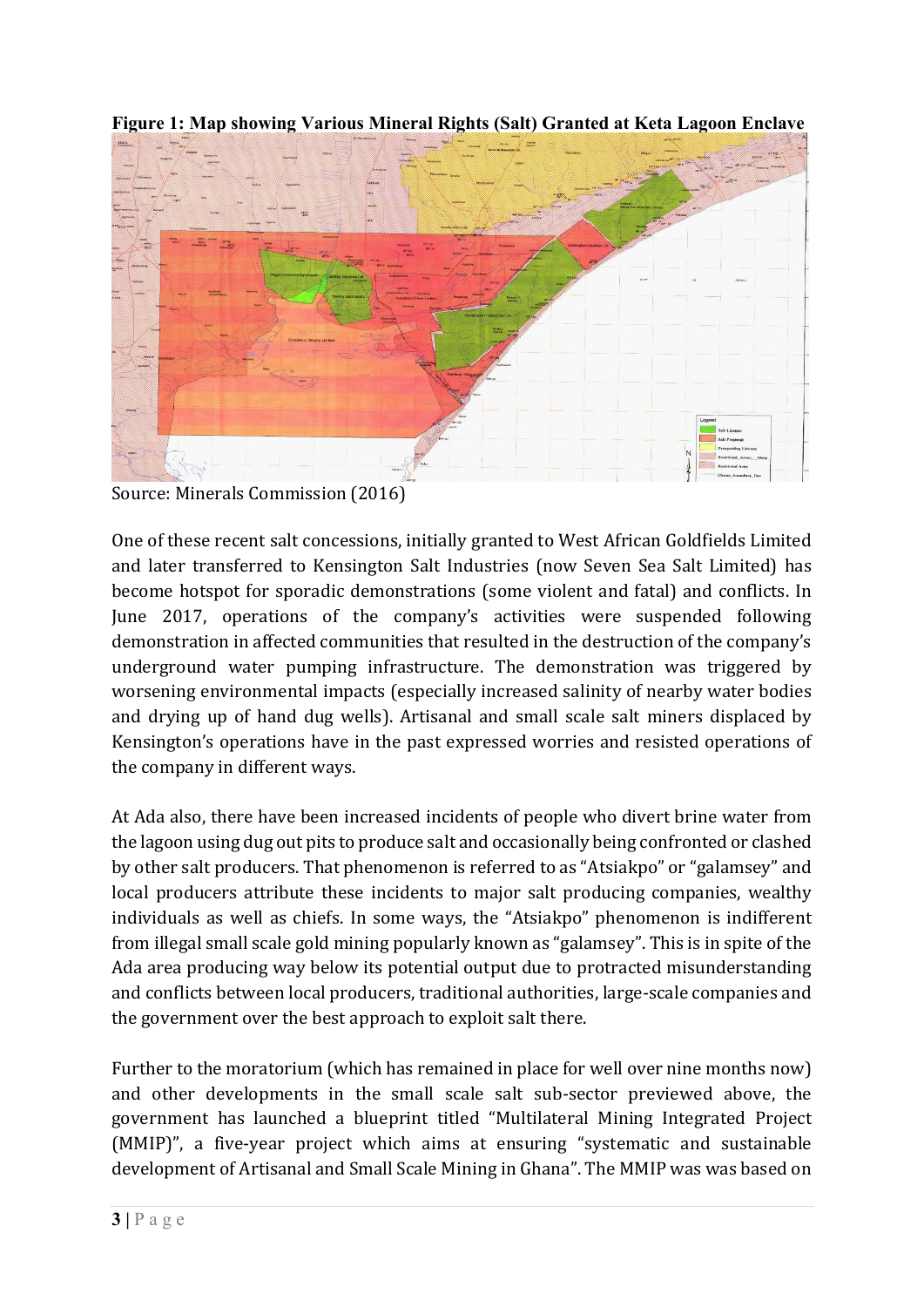**Figure 1: Map showing Various Mineral Rights (Salt) Granted at Keta Lagoon Enclave**

Source: Minerals Commission (2016)

One of these recent salt concessions, initially granted to West African Goldfields Limited and later transferred to Kensington Salt Industries (now Seven Sea Salt Limited) has become hotspot for sporadic demonstrations (some violent and fatal) and conflicts. In June 2017, operations of the company's activities were suspended following demonstration in affected communities that resulted in the destruction of the company's underground water pumping infrastructure. The demonstration was triggered by worsening environmental impacts (especially increased salinity of nearby water bodies and drying up of hand dug wells). Artisanal and small scale salt miners displaced by Kensington's operations have in the past expressed worries and resisted operations of the company in different ways.

At Ada also, there have been increased incidents of people who divert brine water from the lagoon using dug out pits to produce salt and occasionally being confronted or clashed by other salt producers. That phenomenon is referred to as "Atsiakpo" or "galamsey" and local producers attribute these incidents to major salt producing companies, wealthy individuals as well as chiefs. In some ways, the "Atsiakpo" phenomenon is indifferent from illegal small scale gold mining popularly known as "galamsey". This is in spite of the Ada area producing way below its potential output due to protracted misunderstanding and conflicts between local producers, traditional authorities, large-scale companies and the government over the best approach to exploit salt there.

Further to the moratorium (which has remained in place for well over nine months now) and other developments in the small scale salt sub-sector previewed above, the government has launched a blueprint titled "Multilateral Mining Integrated Project (MMIP)", a five-year project which aims at ensuring "systematic and sustainable development of Artisanal and Small Scale Mining in Ghana". The MMIP was was based on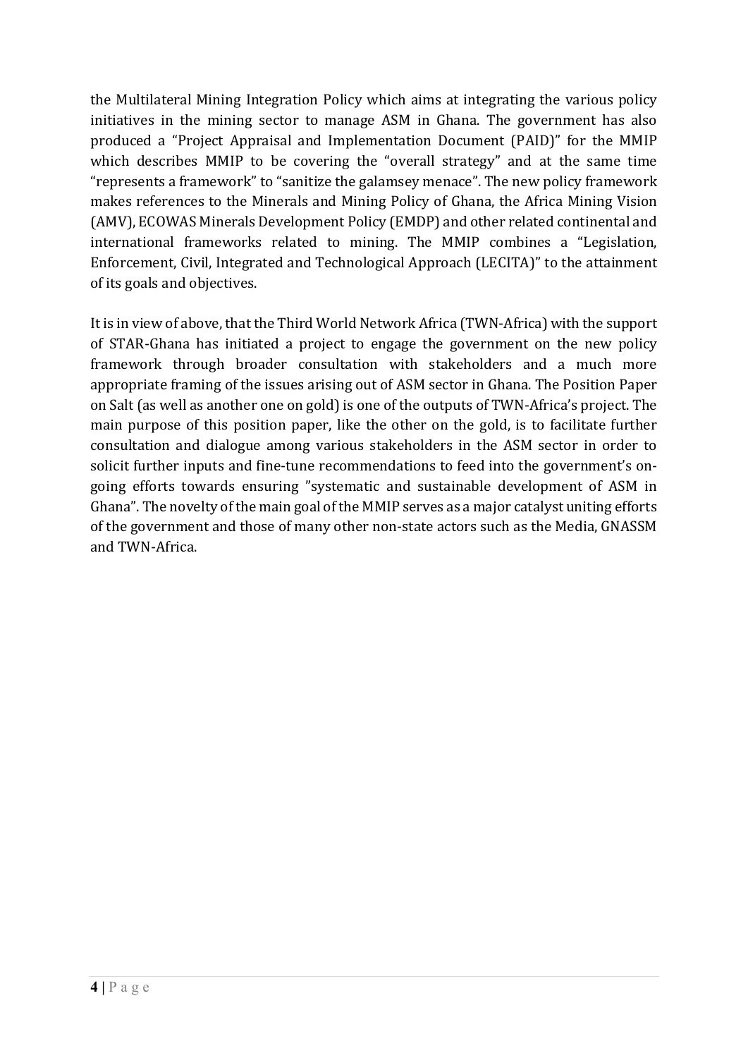the Multilateral Mining Integration Policy which aims at integrating the various policy initiatives in the mining sector to manage ASM in Ghana. The government has also produced a "Project Appraisal and Implementation Document (PAID)" for the MMIP which describes MMIP to be covering the "overall strategy" and at the same time "represents a framework" to "sanitize the galamsey menace". The new policy framework makes references to the Minerals and Mining Policy of Ghana, the Africa Mining Vision (AMV), ECOWAS Minerals Development Policy (EMDP) and other related continental and international frameworks related to mining. The MMIP combines a "Legislation, Enforcement, Civil, Integrated and Technological Approach (LECITA)" to the attainment of its goals and objectives.

It is in view of above, that the Third World Network Africa (TWN-Africa) with the support of STAR-Ghana has initiated a project to engage the government on the new policy framework through broader consultation with stakeholders and a much more appropriate framing of the issues arising out of ASM sector in Ghana. The Position Paper on Salt (as well as another one on gold) is one of the outputs of TWN-Africa's project. The main purpose of this position paper, like the other on the gold, is to facilitate further consultation and dialogue among various stakeholders in the ASM sector in order to solicit further inputs and fine-tune recommendations to feed into the government's on-going efforts towards ensuring "systematic and sustainable development of ASM in Ghana". The novelty of the main goal of the MMIP serves as a major catalyst uniting efforts of the government and those of many other non-state actors such as the Media, GNASSM and TWN-Africa.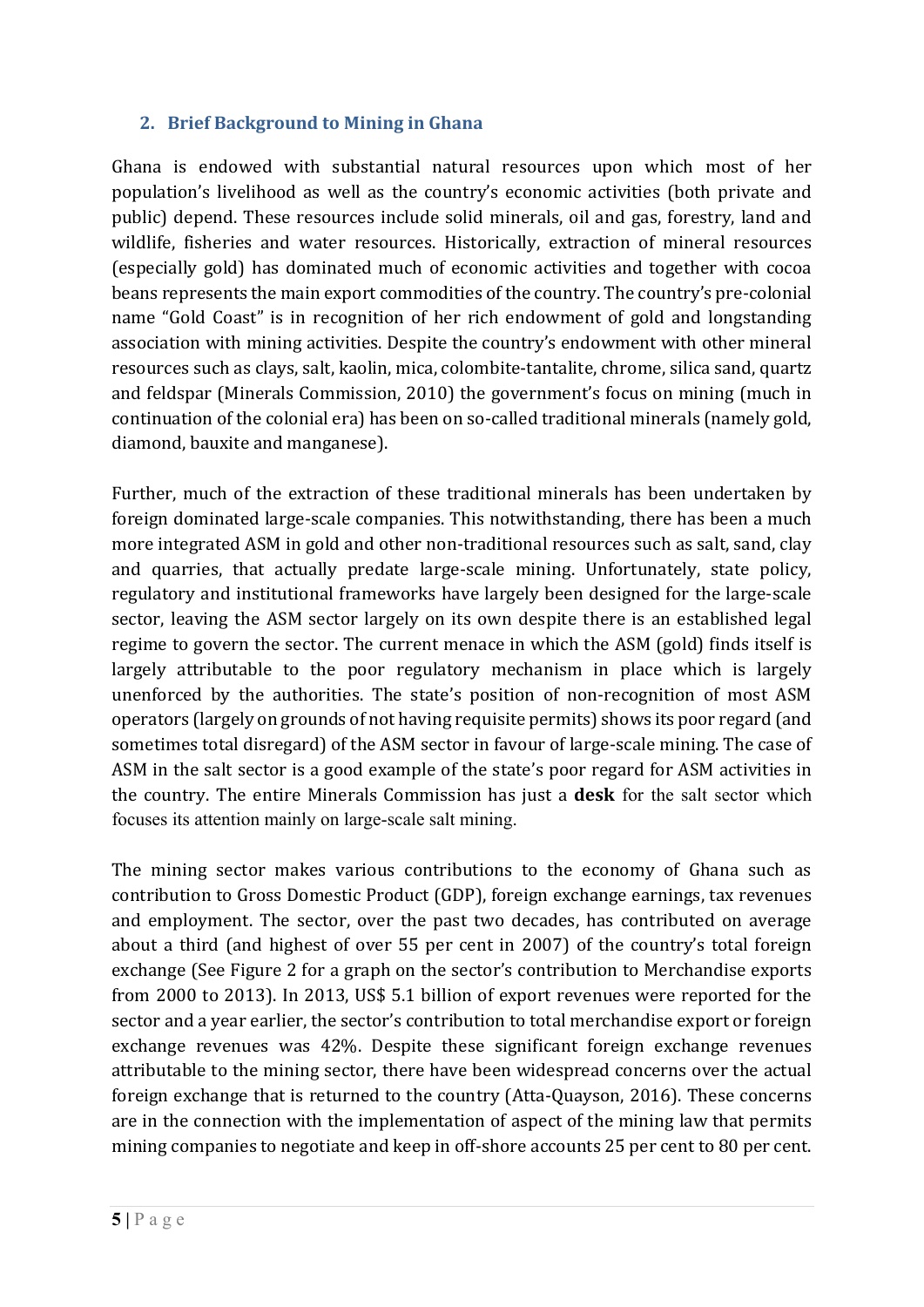## 2. Brief Background to Mining in Ghana

Ghana is endowed with substantial natural resources upon which most of her population's livelihood as well as the country's economic activities (both private and public) depend. These resources include solid minerals, oil and gas, forestry, land and wildlife, fisheries and water resources. Historically, extraction of mineral resources (especially gold) has dominated much of economic activities and together with cocoa beans represents the main export commodities of the country. The country's pre-colonial name "Gold Coast" is in recognition of her rich endowment of gold and longstanding association with mining activities. Despite the country's endowment with other mineral resources such as clays, salt, kaolin, mica, colombite-tantalite, chrome, silica sand, quartz and feldspar (Minerals Commission, 2010) the government's focus on mining (much in continuation of the colonial era) has been on so-called traditional minerals (namely gold, diamond, bauxite and manganese).

Further, much of the extraction of these traditional minerals has been undertaken by foreign dominated large-scale companies. This notwithstanding, there has been a much more integrated ASM in gold and other non-traditional resources such as salt, sand, clay and quarries, that actually predate large-scale mining. Unfortunately, state policy, regulatory and institutional frameworks have largely been designed for the large-scale sector, leaving the ASM sector largely on its own despite there is an established legal regime to govern the sector. The current menace in which the ASM (gold) finds itself is largely attributable to the poor regulatory mechanism in place which is largely unenforced by the authorities. The state's position of non-recognition of most ASM operators (largely on grounds of not having requisite permits) shows its poor regard (and sometimes total disregard) of the ASM sector in favour of large-scale mining. The case of ASM in the salt sector is a good example of the state's poor regard for ASM activities in the country. The entire Minerals Commission has just a **desk** for the salt sector which focuses its attention mainly on large-scale salt mining.

The mining sector makes various contributions to the economy of Ghana such as contribution to Gross Domestic Product (GDP), foreign exchange earnings, tax revenues and employment. The sector, over the past two decades, has contributed on average about a third (and highest of over 55 per cent in 2007) of the country's total foreign exchange (See Figure 2 for a graph on the sector's contribution to Merchandise exports from 2000 to 2013). In 2013, US$ 5.1 billion of export revenues were reported for the sector and a year earlier, the sector's contribution to total merchandise export or foreign exchange revenues was 42%. Despite these significant foreign exchange revenues attributable to the mining sector, there have been widespread concerns over the actual foreign exchange that is returned to the country (Atta-Quayson, 2016). These concerns are in the connection with the implementation of aspect of the mining law that permits mining companies to negotiate and keep in off-shore accounts 25 per cent to 80 per cent.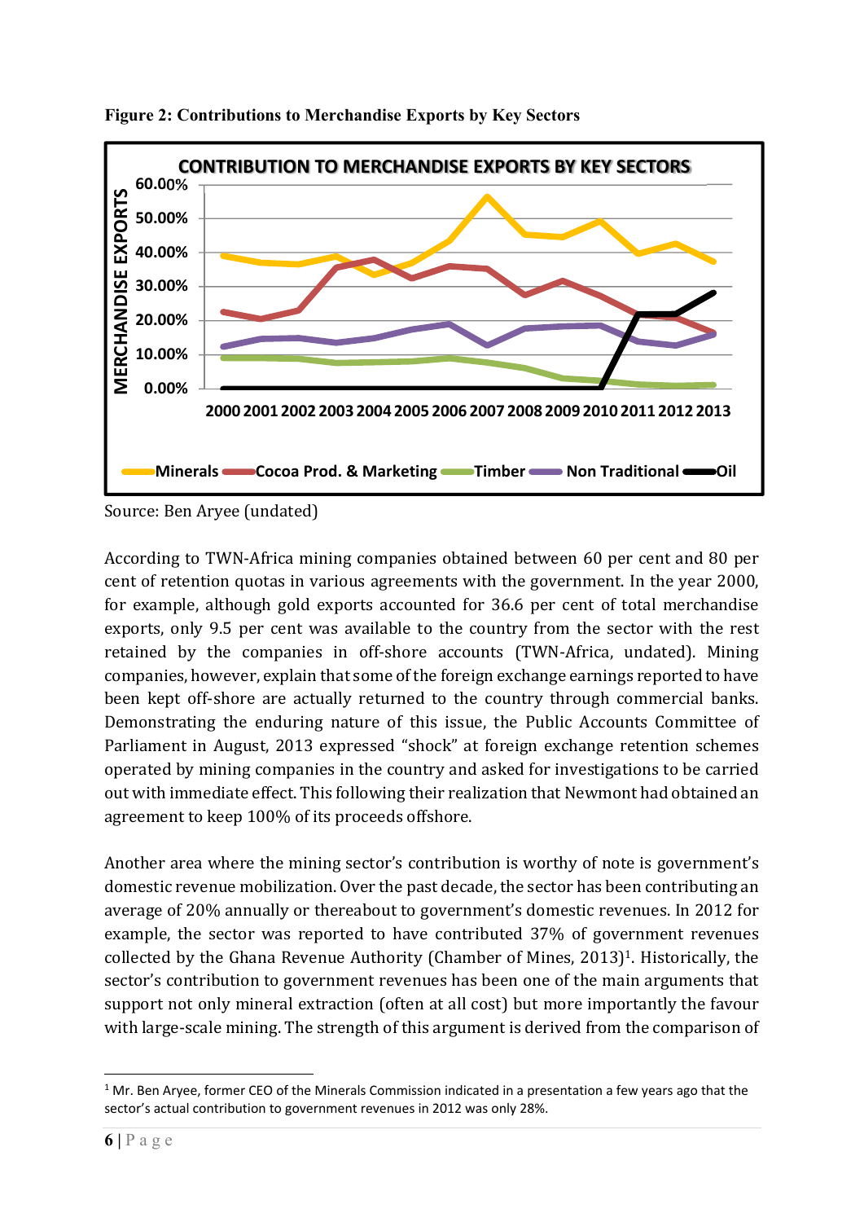**Figure 2: Contributions to Merchandise Exports by Key Sectors**

Source: Ben Aryee (undated)

According to TWN-Africa mining companies obtained between 60 per cent and 80 per cent of retention quotas in various agreements with the government. In the year 2000, for example, although gold exports accounted for 36.6 per cent of total merchandise exports, only 9.5 per cent was available to the country from the sector with the rest retained by the companies in off-shore accounts (TWN-Africa, undated). Mining companies, however, explain that some of the foreign exchange earnings reported to have been kept off-shore are actually returned to the country through commercial banks. Demonstrating the enduring nature of this issue, the Public Accounts Committee of Parliament in August, 2013 expressed "shock" at foreign exchange retention schemes operated by mining companies in the country and asked for investigations to be carried out with immediate effect. This following their realization that Newmont had obtained an agreement to keep 100% of its proceeds offshore.

Another area where the mining sector's contribution is worthy of note is government's domestic revenue mobilization. Over the past decade, the sector has been contributing an average of 20% annually or thereabout to government's domestic revenues. In 2012 for example, the sector was reported to have contributed 37% of government revenues collected by the Ghana Revenue Authority (Chamber of Mines, 2013)[1]. Historically, the sector's contribution to government revenues has been one of the main arguments that support not only mineral extraction (often at all cost) but more importantly the favour with large-scale mining. The strength of this argument is derived from the comparison of

[1] Mr. Ben Aryee, former CEO of the Minerals Commission indicated in a presentation a few years ago that the sector's actual contribution to government revenues in 2012 was only 28%.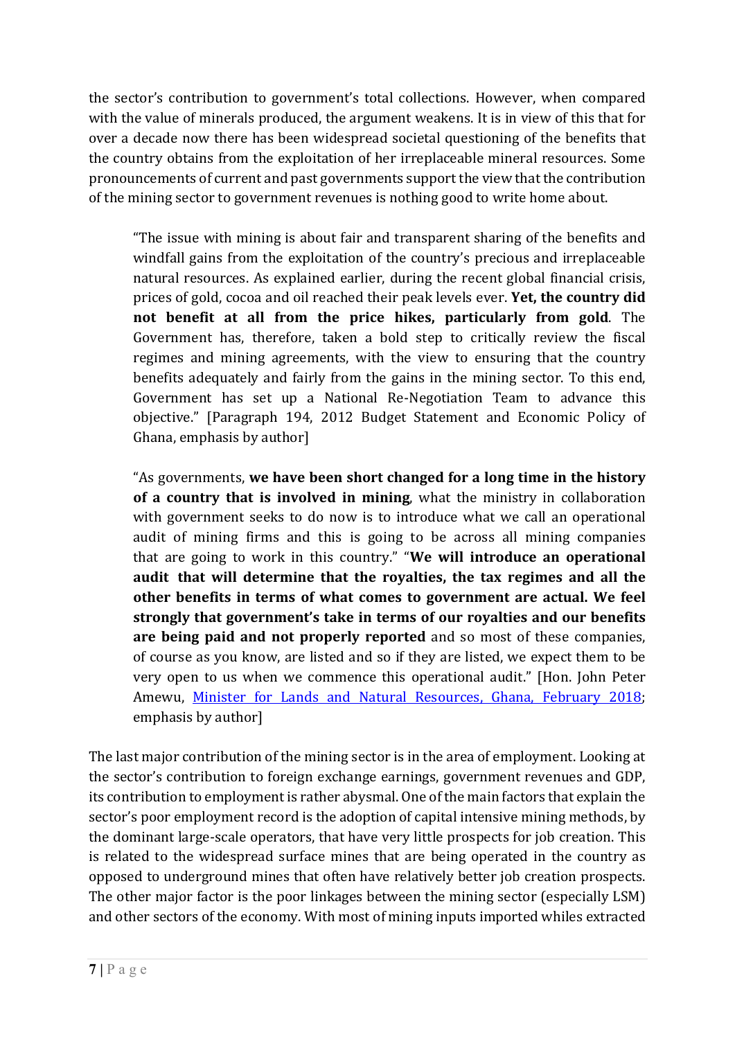the sector's contribution to government's total collections. However, when compared with the value of minerals produced, the argument weakens. It is in view of this that for over a decade now there has been widespread societal questioning of the benefits that the country obtains from the exploitation of her irreplaceable mineral resources. Some pronouncements of current and past governments support the view that the contribution of the mining sector to government revenues is nothing good to write home about.

> "The issue with mining is about fair and transparent sharing of the benefits and windfall gains from the exploitation of the country's precious and irreplaceable natural resources. As explained earlier, during the recent global financial crisis, prices of gold, cocoa and oil reached their peak levels ever. **Yet, the country did not benefit at all from the price hikes, particularly from gold**. The Government has, therefore, taken a bold step to critically review the fiscal regimes and mining agreements, with the view to ensuring that the country benefits adequately and fairly from the gains in the mining sector. To this end, Government has set up a National Re-Negotiation Team to advance this objective." [Paragraph 194, 2012 Budget Statement and Economic Policy of Ghana, emphasis by author]

> "As governments, **we have been short changed for a long time in the history of a country that is involved in mining**, what the ministry in collaboration with government seeks to do now is to introduce what we call an operational audit of mining firms and this is going to be across all mining companies that are going to work in this country." "**We will introduce an operational audit that will determine that the royalties, the tax regimes and all the other benefits in terms of what comes to government are actual. We feel strongly that government's take in terms of our royalties and our benefits are being paid and not properly reported** and so most of these companies, of course as you know, are listed and so if they are listed, we expect them to be very open to us when we commence this operational audit." [Hon. John Peter Amewu, Minister for Lands and Natural Resources, Ghana, February 2018; emphasis by author]

The last major contribution of the mining sector is in the area of employment. Looking at the sector's contribution to foreign exchange earnings, government revenues and GDP, its contribution to employment is rather abysmal. One of the main factors that explain the sector's poor employment record is the adoption of capital intensive mining methods, by the dominant large-scale operators, that have very little prospects for job creation. This is related to the widespread surface mines that are being operated in the country as opposed to underground mines that often have relatively better job creation prospects. The other major factor is the poor linkages between the mining sector (especially LSM) and other sectors of the economy. With most of mining inputs imported whiles extracted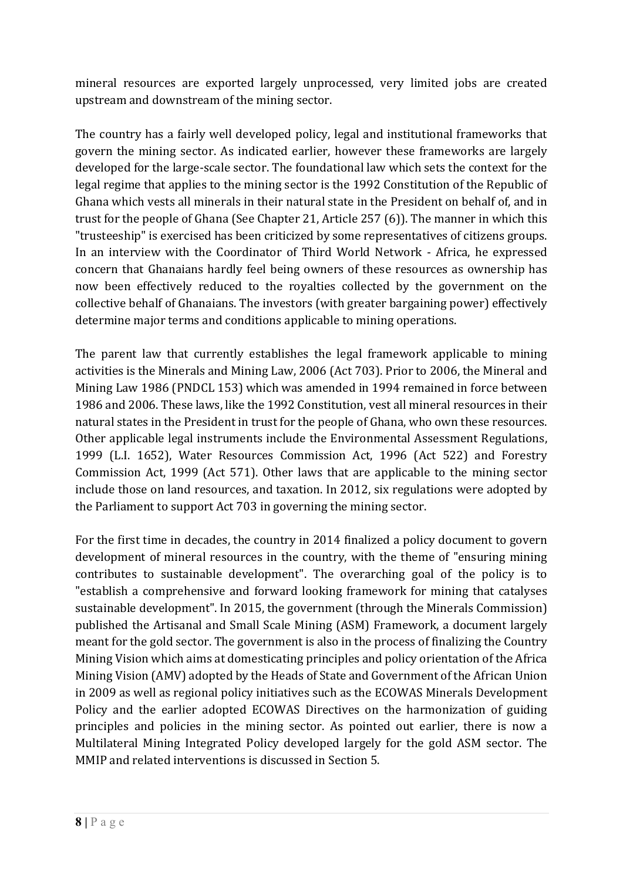mineral resources are exported largely unprocessed, very limited jobs are created upstream and downstream of the mining sector.

The country has a fairly well developed policy, legal and institutional frameworks that govern the mining sector. As indicated earlier, however these frameworks are largely developed for the large-scale sector. The foundational law which sets the context for the legal regime that applies to the mining sector is the 1992 Constitution of the Republic of Ghana which vests all minerals in their natural state in the President on behalf of, and in trust for the people of Ghana (See Chapter 21, Article 257 (6)). The manner in which this "trusteeship" is exercised has been criticized by some representatives of citizens groups. In an interview with the Coordinator of Third World Network - Africa, he expressed concern that Ghanaians hardly feel being owners of these resources as ownership has now been effectively reduced to the royalties collected by the government on the collective behalf of Ghanaians. The investors (with greater bargaining power) effectively determine major terms and conditions applicable to mining operations.

The parent law that currently establishes the legal framework applicable to mining activities is the Minerals and Mining Law, 2006 (Act 703). Prior to 2006, the Mineral and Mining Law 1986 (PNDCL 153) which was amended in 1994 remained in force between 1986 and 2006. These laws, like the 1992 Constitution, vest all mineral resources in their natural states in the President in trust for the people of Ghana, who own these resources. Other applicable legal instruments include the Environmental Assessment Regulations, 1999 (L.I. 1652), Water Resources Commission Act, 1996 (Act 522) and Forestry Commission Act, 1999 (Act 571). Other laws that are applicable to the mining sector include those on land resources, and taxation. In 2012, six regulations were adopted by the Parliament to support Act 703 in governing the mining sector.

For the first time in decades, the country in 2014 finalized a policy document to govern development of mineral resources in the country, with the theme of "ensuring mining contributes to sustainable development". The overarching goal of the policy is to "establish a comprehensive and forward looking framework for mining that catalyses sustainable development". In 2015, the government (through the Minerals Commission) published the Artisanal and Small Scale Mining (ASM) Framework, a document largely meant for the gold sector. The government is also in the process of finalizing the Country Mining Vision which aims at domesticating principles and policy orientation of the Africa Mining Vision (AMV) adopted by the Heads of State and Government of the African Union in 2009 as well as regional policy initiatives such as the ECOWAS Minerals Development Policy and the earlier adopted ECOWAS Directives on the harmonization of guiding principles and policies in the mining sector. As pointed out earlier, there is now a Multilateral Mining Integrated Policy developed largely for the gold ASM sector. The MMIP and related interventions is discussed in Section 5.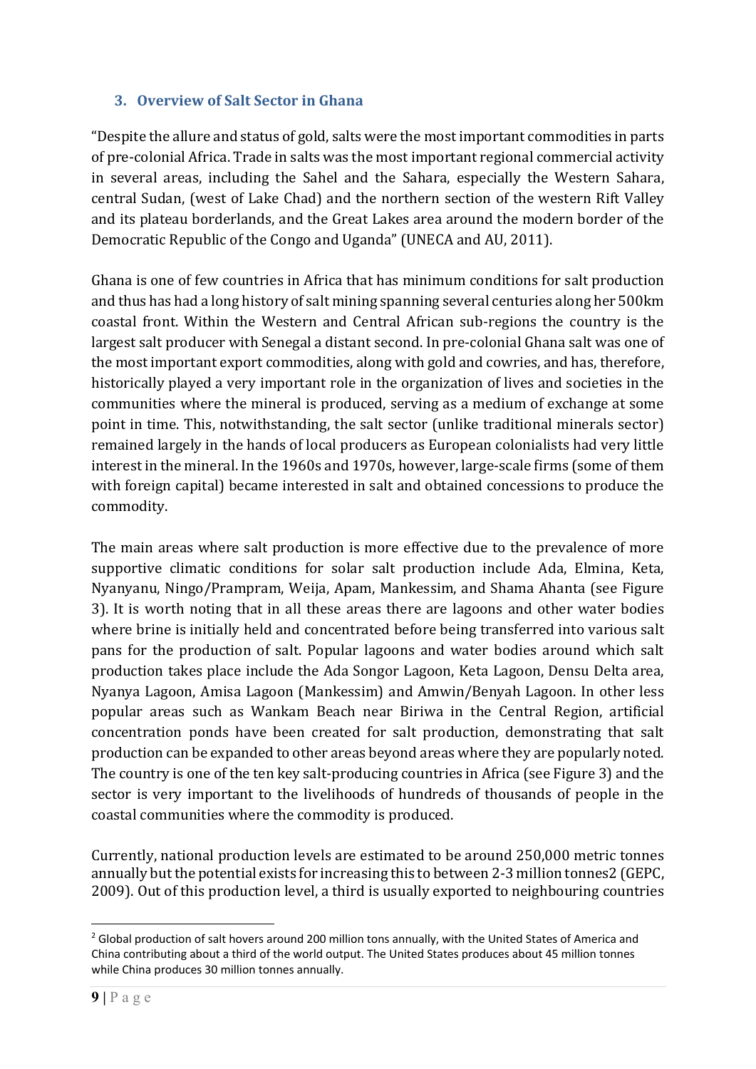## 3. Overview of Salt Sector in Ghana

"Despite the allure and status of gold, salts were the most important commodities in parts of pre-colonial Africa. Trade in salts was the most important regional commercial activity in several areas, including the Sahel and the Sahara, especially the Western Sahara, central Sudan, (west of Lake Chad) and the northern section of the western Rift Valley and its plateau borderlands, and the Great Lakes area around the modern border of the Democratic Republic of the Congo and Uganda" (UNECA and AU, 2011).

Ghana is one of few countries in Africa that has minimum conditions for salt production and thus has had a long history of salt mining spanning several centuries along her 500km coastal front. Within the Western and Central African sub-regions the country is the largest salt producer with Senegal a distant second. In pre-colonial Ghana salt was one of the most important export commodities, along with gold and cowries, and has, therefore, historically played a very important role in the organization of lives and societies in the communities where the mineral is produced, serving as a medium of exchange at some point in time. This, notwithstanding, the salt sector (unlike traditional minerals sector) remained largely in the hands of local producers as European colonialists had very little interest in the mineral. In the 1960s and 1970s, however, large-scale firms (some of them with foreign capital) became interested in salt and obtained concessions to produce the commodity.

The main areas where salt production is more effective due to the prevalence of more supportive climatic conditions for solar salt production include Ada, Elmina, Keta, Nyanyanu, Ningo/Prampram, Weija, Apam, Mankessim, and Shama Ahanta (see Figure 3). It is worth noting that in all these areas there are lagoons and other water bodies where brine is initially held and concentrated before being transferred into various salt pans for the production of salt. Popular lagoons and water bodies around which salt production takes place include the Ada Songor Lagoon, Keta Lagoon, Densu Delta area, Nyanya Lagoon, Amisa Lagoon (Mankessim) and Amwin/Benyah Lagoon. In other less popular areas such as Wankam Beach near Biriwa in the Central Region, artificial concentration ponds have been created for salt production, demonstrating that salt production can be expanded to other areas beyond areas where they are popularly noted. The country is one of the ten key salt-producing countries in Africa (see Figure 3) and the sector is very important to the livelihoods of hundreds of thousands of people in the coastal communities where the commodity is produced.

Currently, national production levels are estimated to be around 250,000 metric tonnes annually but the potential exists for increasing this to between 2-3 million tonnes[2] (GEPC, 2009). Out of this production level, a third is usually exported to neighbouring countries

[2] Global production of salt hovers around 200 million tons annually, with the United States of America and China contributing about a third of the world output. The United States produces about 45 million tonnes while China produces 30 million tonnes annually.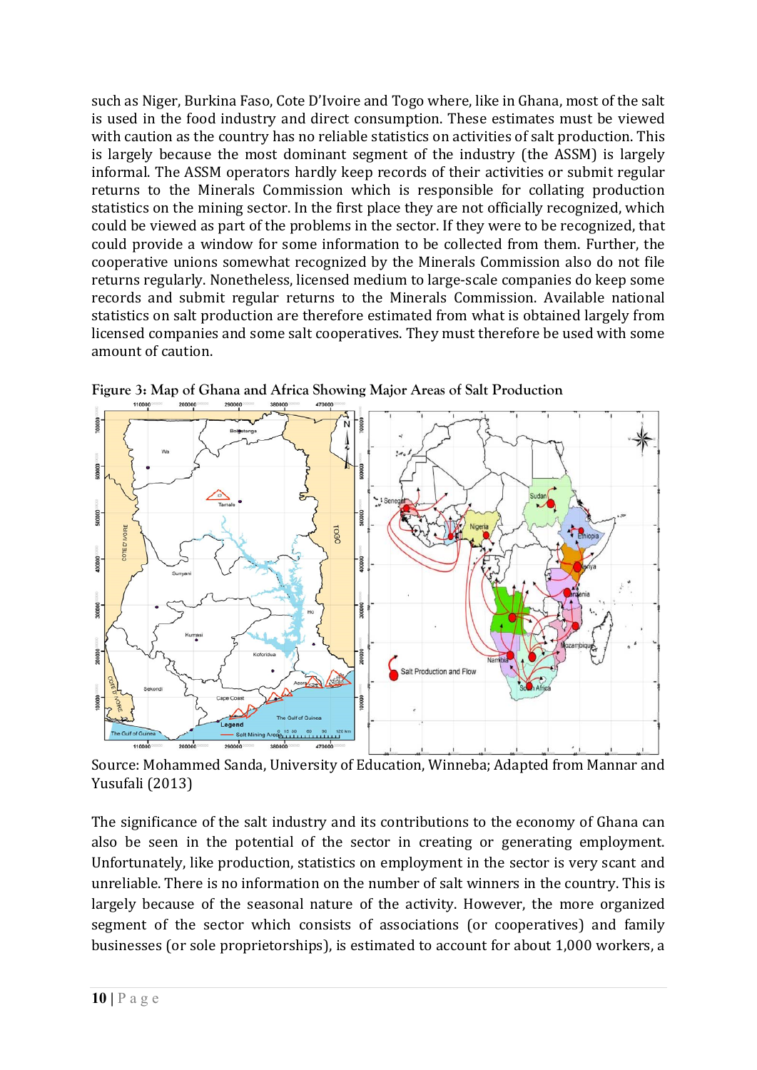such as Niger, Burkina Faso, Cote D'Ivoire and Togo where, like in Ghana, most of the salt is used in the food industry and direct consumption. These estimates must be viewed with caution as the country has no reliable statistics on activities of salt production. This is largely because the most dominant segment of the industry (the ASSM) is largely informal. The ASSM operators hardly keep records of their activities or submit regular returns to the Minerals Commission which is responsible for collating production statistics on the mining sector. In the first place they are not officially recognized, which could be viewed as part of the problems in the sector. If they were to be recognized, that could provide a window for some information to be collected from them. Further, the cooperative unions somewhat recognized by the Minerals Commission also do not file returns regularly. Nonetheless, licensed medium to large-scale companies do keep some records and submit regular returns to the Minerals Commission. Available national statistics on salt production are therefore estimated from what is obtained largely from licensed companies and some salt cooperatives. They must therefore be used with some amount of caution.

**Figure 3: Map of Ghana and Africa Showing Major Areas of Salt Production**

Source: Mohammed Sanda, University of Education, Winneba; Adapted from Mannar and Yusufali (2013)

The significance of the salt industry and its contributions to the economy of Ghana can also be seen in the potential of the sector in creating or generating employment. Unfortunately, like production, statistics on employment in the sector is very scant and unreliable. There is no information on the number of salt winners in the country. This is largely because of the seasonal nature of the activity. However, the more organized segment of the sector which consists of associations (or cooperatives) and family businesses (or sole proprietorships), is estimated to account for about 1,000 workers, a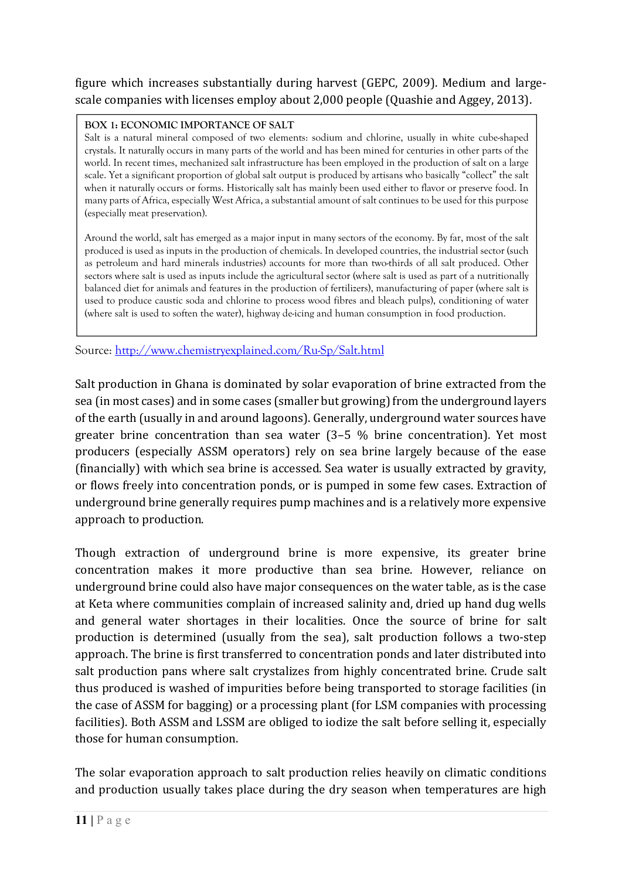figure which increases substantially during harvest (GEPC, 2009). Medium and large-scale companies with licenses employ about 2,000 people (Quashie and Aggey, 2013).

> **BOX 1: ECONOMIC IMPORTANCE OF SALT**
>
> Salt is a natural mineral composed of two elements: sodium and chlorine, usually in white cube-shaped crystals. It naturally occurs in many parts of the world and has been mined for centuries in other parts of the world. In recent times, mechanized salt infrastructure has been employed in the production of salt on a large scale. Yet a significant proportion of global salt output is produced by artisans who basically "collect" the salt when it naturally occurs or forms. Historically salt has mainly been used either to flavor or preserve food. In many parts of Africa, especially West Africa, a substantial amount of salt continues to be used for this purpose (especially meat preservation).
>
> Around the world, salt has emerged as a major input in many sectors of the economy. By far, most of the salt produced is used as inputs in the production of chemicals. In developed countries, the industrial sector (such as petroleum and hard minerals industries) accounts for more than two-thirds of all salt produced. Other sectors where salt is used as inputs include the agricultural sector (where salt is used as part of a nutritionally balanced diet for animals and features in the production of fertilizers), manufacturing of paper (where salt is used to produce caustic soda and chlorine to process wood fibres and bleach pulps), conditioning of water (where salt is used to soften the water), highway de-icing and human consumption in food production.

Source: http://www.chemistryexplained.com/Ru-Sp/Salt.html

Salt production in Ghana is dominated by solar evaporation of brine extracted from the sea (in most cases) and in some cases (smaller but growing) from the underground layers of the earth (usually in and around lagoons). Generally, underground water sources have greater brine concentration than sea water (3–5 % brine concentration). Yet most producers (especially ASSM operators) rely on sea brine largely because of the ease (financially) with which sea brine is accessed. Sea water is usually extracted by gravity, or flows freely into concentration ponds, or is pumped in some few cases. Extraction of underground brine generally requires pump machines and is a relatively more expensive approach to production.

Though extraction of underground brine is more expensive, its greater brine concentration makes it more productive than sea brine. However, reliance on underground brine could also have major consequences on the water table, as is the case at Keta where communities complain of increased salinity and, dried up hand dug wells and general water shortages in their localities. Once the source of brine for salt production is determined (usually from the sea), salt production follows a two-step approach. The brine is first transferred to concentration ponds and later distributed into salt production pans where salt crystalizes from highly concentrated brine. Crude salt thus produced is washed of impurities before being transported to storage facilities (in the case of ASSM for bagging) or a processing plant (for LSM companies with processing facilities). Both ASSM and LSSM are obliged to iodize the salt before selling it, especially those for human consumption.

The solar evaporation approach to salt production relies heavily on climatic conditions and production usually takes place during the dry season when temperatures are high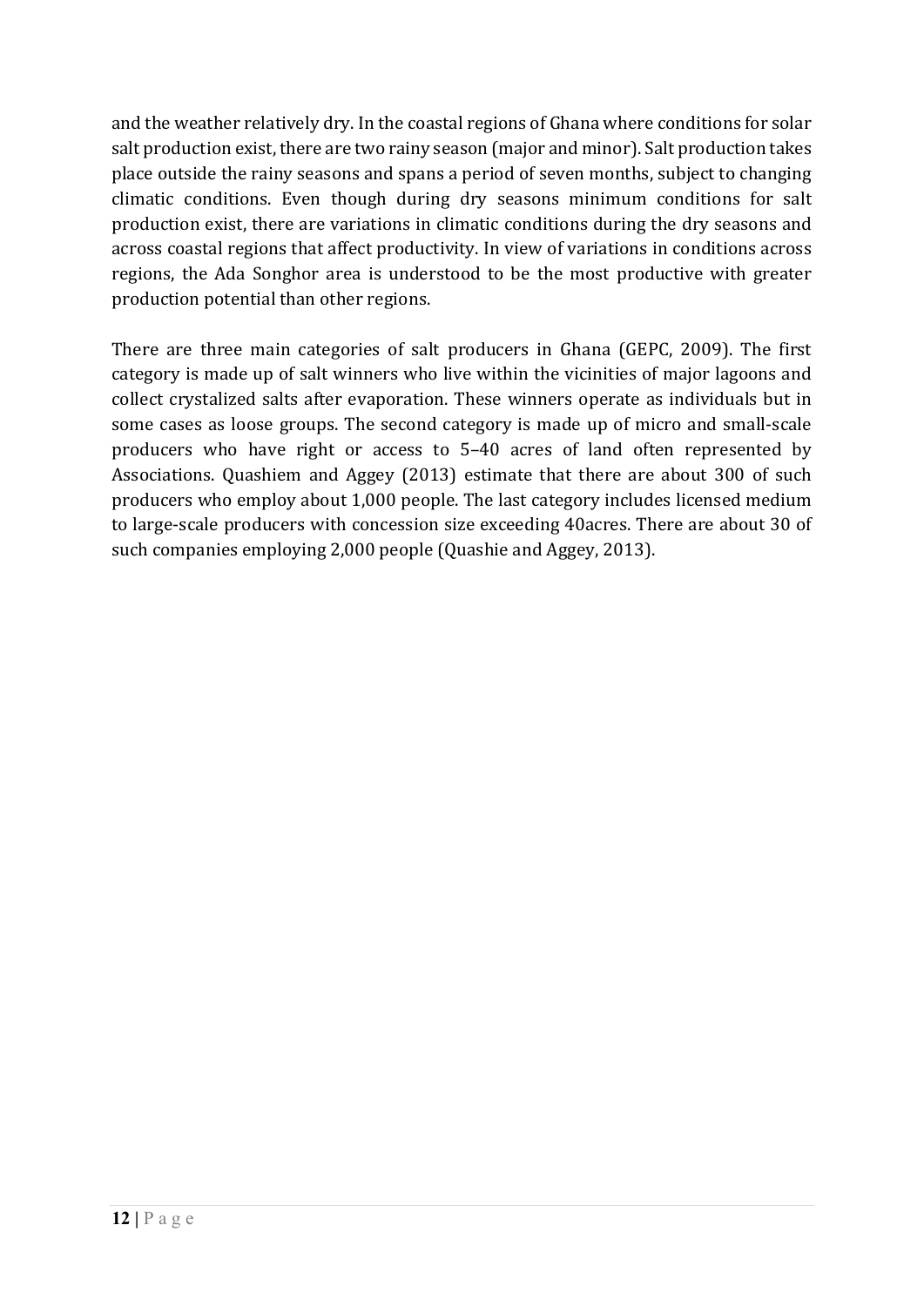and the weather relatively dry. In the coastal regions of Ghana where conditions for solar salt production exist, there are two rainy season (major and minor). Salt production takes place outside the rainy seasons and spans a period of seven months, subject to changing climatic conditions. Even though during dry seasons minimum conditions for salt production exist, there are variations in climatic conditions during the dry seasons and across coastal regions that affect productivity. In view of variations in conditions across regions, the Ada Songhor area is understood to be the most productive with greater production potential than other regions.

There are three main categories of salt producers in Ghana (GEPC, 2009). The first category is made up of salt winners who live within the vicinities of major lagoons and collect crystalized salts after evaporation. These winners operate as individuals but in some cases as loose groups. The second category is made up of micro and small-scale producers who have right or access to 5–40 acres of land often represented by Associations. Quashiem and Aggey (2013) estimate that there are about 300 of such producers who employ about 1,000 people. The last category includes licensed medium to large-scale producers with concession size exceeding 40acres. There are about 30 of such companies employing 2,000 people (Quashie and Aggey, 2013).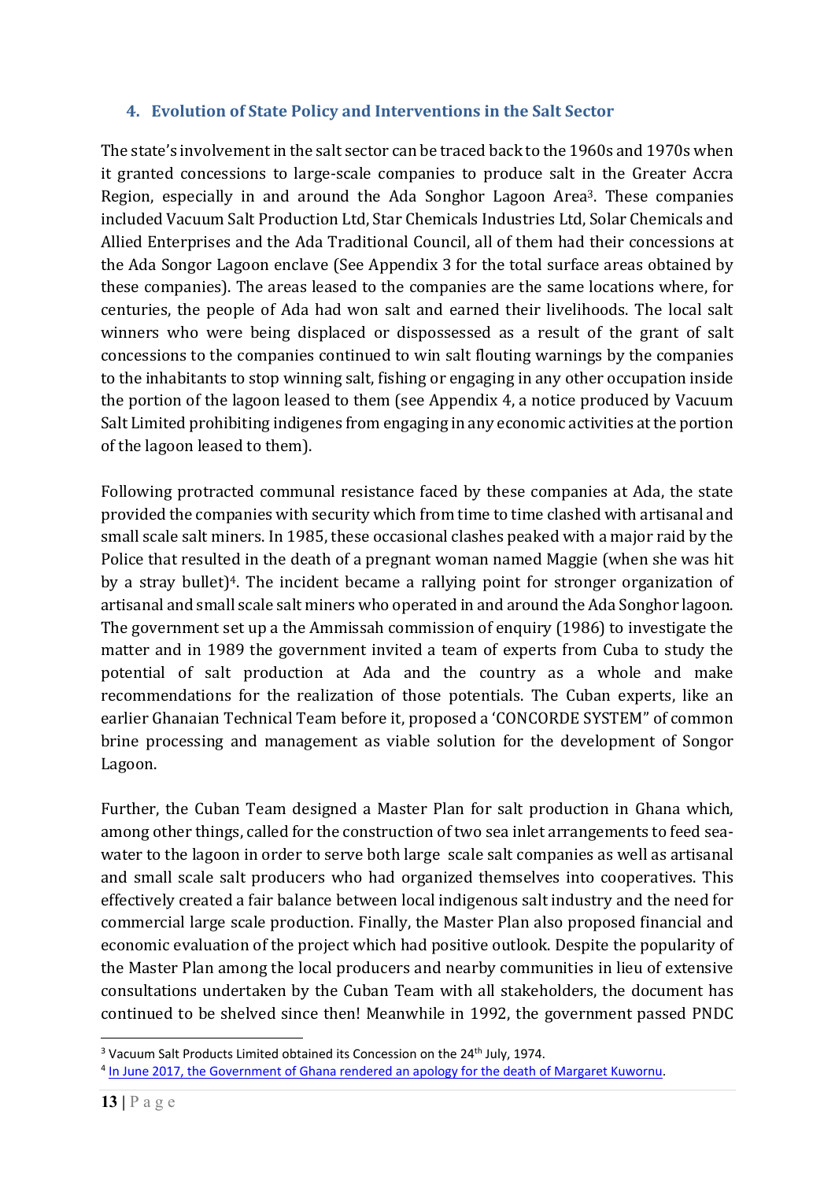## 4. Evolution of State Policy and Interventions in the Salt Sector

The state's involvement in the salt sector can be traced back to the 1960s and 1970s when it granted concessions to large-scale companies to produce salt in the Greater Accra Region, especially in and around the Ada Songhor Lagoon Area[3]. These companies included Vacuum Salt Production Ltd, Star Chemicals Industries Ltd, Solar Chemicals and Allied Enterprises and the Ada Traditional Council, all of them had their concessions at the Ada Songor Lagoon enclave (See Appendix 3 for the total surface areas obtained by these companies). The areas leased to the companies are the same locations where, for centuries, the people of Ada had won salt and earned their livelihoods. The local salt winners who were being displaced or dispossessed as a result of the grant of salt concessions to the companies continued to win salt flouting warnings by the companies to the inhabitants to stop winning salt, fishing or engaging in any other occupation inside the portion of the lagoon leased to them (see Appendix 4, a notice produced by Vacuum Salt Limited prohibiting indigenes from engaging in any economic activities at the portion of the lagoon leased to them).

Following protracted communal resistance faced by these companies at Ada, the state provided the companies with security which from time to time clashed with artisanal and small scale salt miners. In 1985, these occasional clashes peaked with a major raid by the Police that resulted in the death of a pregnant woman named Maggie (when she was hit by a stray bullet)[4]. The incident became a rallying point for stronger organization of artisanal and small scale salt miners who operated in and around the Ada Songhor lagoon. The government set up a the Ammissah commission of enquiry (1986) to investigate the matter and in 1989 the government invited a team of experts from Cuba to study the potential of salt production at Ada and the country as a whole and make recommendations for the realization of those potentials. The Cuban experts, like an earlier Ghanaian Technical Team before it, proposed a 'CONCORDE SYSTEM" of common brine processing and management as viable solution for the development of Songor Lagoon.

Further, the Cuban Team designed a Master Plan for salt production in Ghana which, among other things, called for the construction of two sea inlet arrangements to feed sea-water to the lagoon in order to serve both large scale salt companies as well as artisanal and small scale salt producers who had organized themselves into cooperatives. This effectively created a fair balance between local indigenous salt industry and the need for commercial large scale production. Finally, the Master Plan also proposed financial and economic evaluation of the project which had positive outlook. Despite the popularity of the Master Plan among the local producers and nearby communities in lieu of extensive consultations undertaken by the Cuban Team with all stakeholders, the document has continued to be shelved since then! Meanwhile in 1992, the government passed PNDC

---

[3] Vacuum Salt Products Limited obtained its Concession on the 24th July, 1974.

[4] In June 2017, the Government of Ghana rendered an apology for the death of Margaret Kuwornu.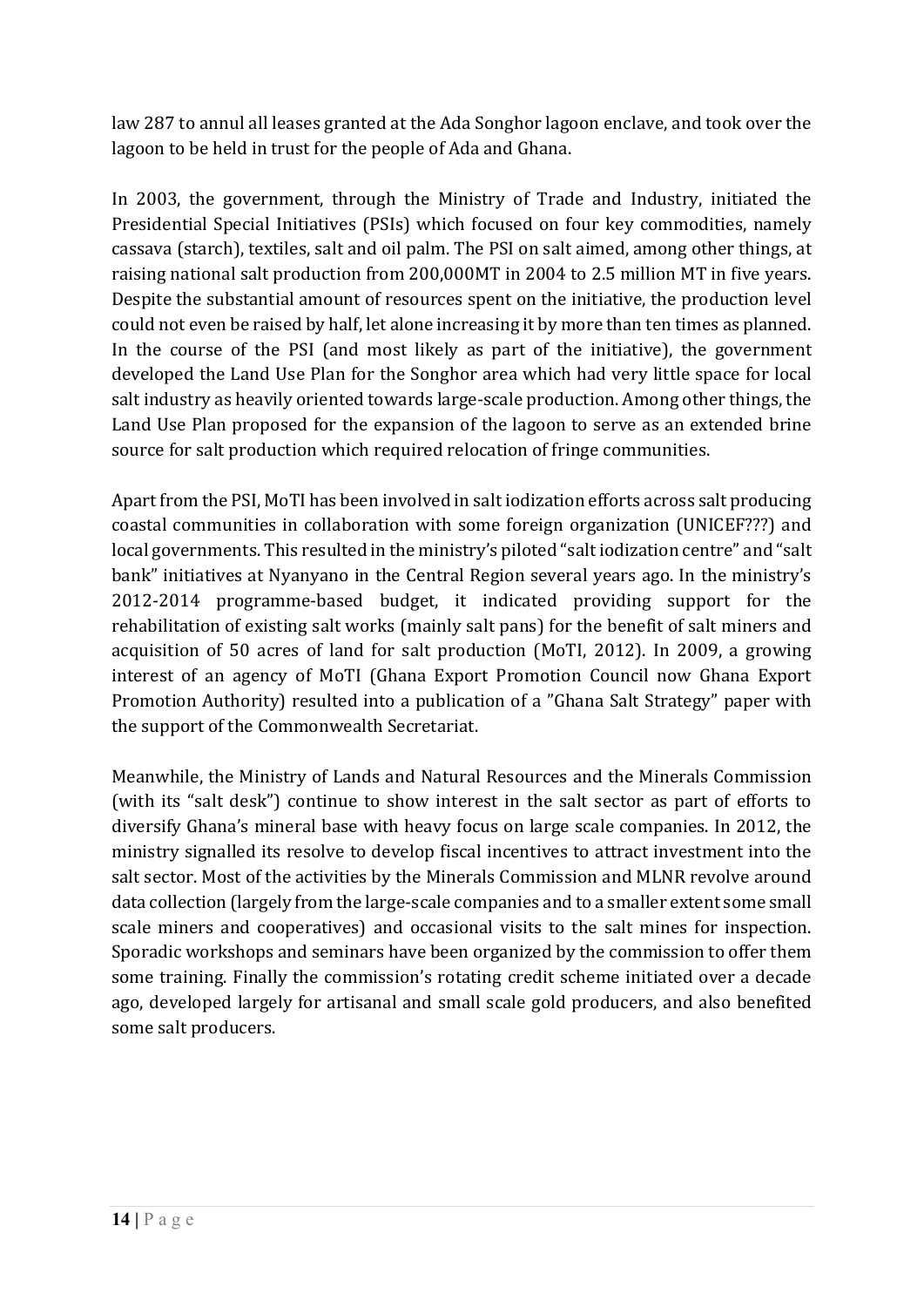law 287 to annul all leases granted at the Ada Songhor lagoon enclave, and took over the lagoon to be held in trust for the people of Ada and Ghana.

In 2003, the government, through the Ministry of Trade and Industry, initiated the Presidential Special Initiatives (PSIs) which focused on four key commodities, namely cassava (starch), textiles, salt and oil palm. The PSI on salt aimed, among other things, at raising national salt production from 200,000MT in 2004 to 2.5 million MT in five years. Despite the substantial amount of resources spent on the initiative, the production level could not even be raised by half, let alone increasing it by more than ten times as planned. In the course of the PSI (and most likely as part of the initiative), the government developed the Land Use Plan for the Songhor area which had very little space for local salt industry as heavily oriented towards large-scale production. Among other things, the Land Use Plan proposed for the expansion of the lagoon to serve as an extended brine source for salt production which required relocation of fringe communities.

Apart from the PSI, MoTI has been involved in salt iodization efforts across salt producing coastal communities in collaboration with some foreign organization (UNICEF???) and local governments. This resulted in the ministry's piloted "salt iodization centre" and "salt bank" initiatives at Nyanyano in the Central Region several years ago. In the ministry's 2012-2014 programme-based budget, it indicated providing support for the rehabilitation of existing salt works (mainly salt pans) for the benefit of salt miners and acquisition of 50 acres of land for salt production (MoTI, 2012). In 2009, a growing interest of an agency of MoTI (Ghana Export Promotion Council now Ghana Export Promotion Authority) resulted into a publication of a "Ghana Salt Strategy" paper with the support of the Commonwealth Secretariat.

Meanwhile, the Ministry of Lands and Natural Resources and the Minerals Commission (with its "salt desk") continue to show interest in the salt sector as part of efforts to diversify Ghana's mineral base with heavy focus on large scale companies. In 2012, the ministry signalled its resolve to develop fiscal incentives to attract investment into the salt sector. Most of the activities by the Minerals Commission and MLNR revolve around data collection (largely from the large-scale companies and to a smaller extent some small scale miners and cooperatives) and occasional visits to the salt mines for inspection. Sporadic workshops and seminars have been organized by the commission to offer them some training. Finally the commission's rotating credit scheme initiated over a decade ago, developed largely for artisanal and small scale gold producers, and also benefited some salt producers.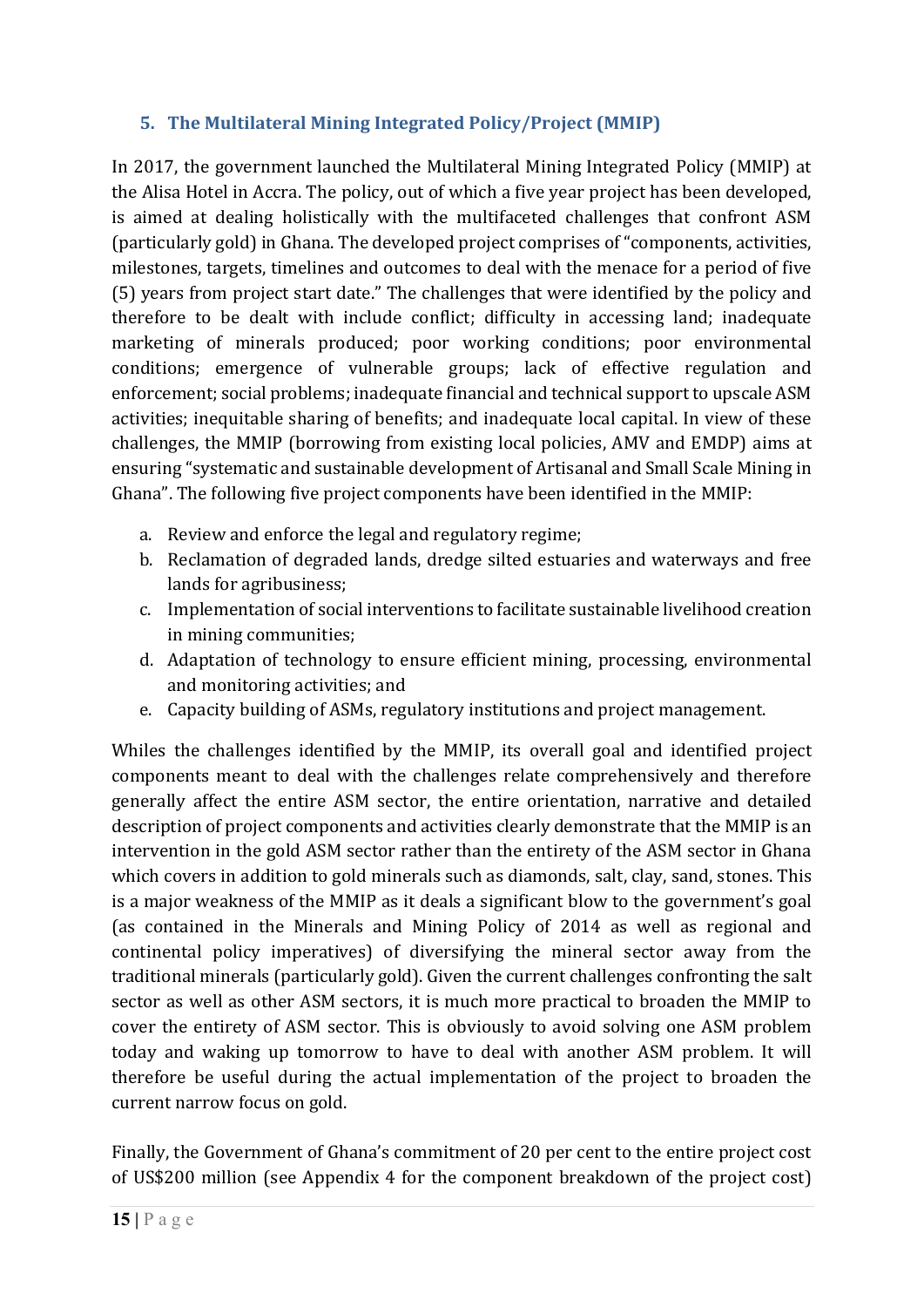## 5. The Multilateral Mining Integrated Policy/Project (MMIP)

In 2017, the government launched the Multilateral Mining Integrated Policy (MMIP) at the Alisa Hotel in Accra. The policy, out of which a five year project has been developed, is aimed at dealing holistically with the multifaceted challenges that confront ASM (particularly gold) in Ghana. The developed project comprises of "components, activities, milestones, targets, timelines and outcomes to deal with the menace for a period of five (5) years from project start date." The challenges that were identified by the policy and therefore to be dealt with include conflict; difficulty in accessing land; inadequate marketing of minerals produced; poor working conditions; poor environmental conditions; emergence of vulnerable groups; lack of effective regulation and enforcement; social problems; inadequate financial and technical support to upscale ASM activities; inequitable sharing of benefits; and inadequate local capital. In view of these challenges, the MMIP (borrowing from existing local policies, AMV and EMDP) aims at ensuring "systematic and sustainable development of Artisanal and Small Scale Mining in Ghana". The following five project components have been identified in the MMIP:

a. Review and enforce the legal and regulatory regime;
b. Reclamation of degraded lands, dredge silted estuaries and waterways and free lands for agribusiness;
c. Implementation of social interventions to facilitate sustainable livelihood creation in mining communities;
d. Adaptation of technology to ensure efficient mining, processing, environmental and monitoring activities; and
e. Capacity building of ASMs, regulatory institutions and project management.

Whiles the challenges identified by the MMIP, its overall goal and identified project components meant to deal with the challenges relate comprehensively and therefore generally affect the entire ASM sector, the entire orientation, narrative and detailed description of project components and activities clearly demonstrate that the MMIP is an intervention in the gold ASM sector rather than the entirety of the ASM sector in Ghana which covers in addition to gold minerals such as diamonds, salt, clay, sand, stones. This is a major weakness of the MMIP as it deals a significant blow to the government's goal (as contained in the Minerals and Mining Policy of 2014 as well as regional and continental policy imperatives) of diversifying the mineral sector away from the traditional minerals (particularly gold). Given the current challenges confronting the salt sector as well as other ASM sectors, it is much more practical to broaden the MMIP to cover the entirety of ASM sector. This is obviously to avoid solving one ASM problem today and waking up tomorrow to have to deal with another ASM problem. It will therefore be useful during the actual implementation of the project to broaden the current narrow focus on gold.

Finally, the Government of Ghana's commitment of 20 per cent to the entire project cost of US$200 million (see Appendix 4 for the component breakdown of the project cost)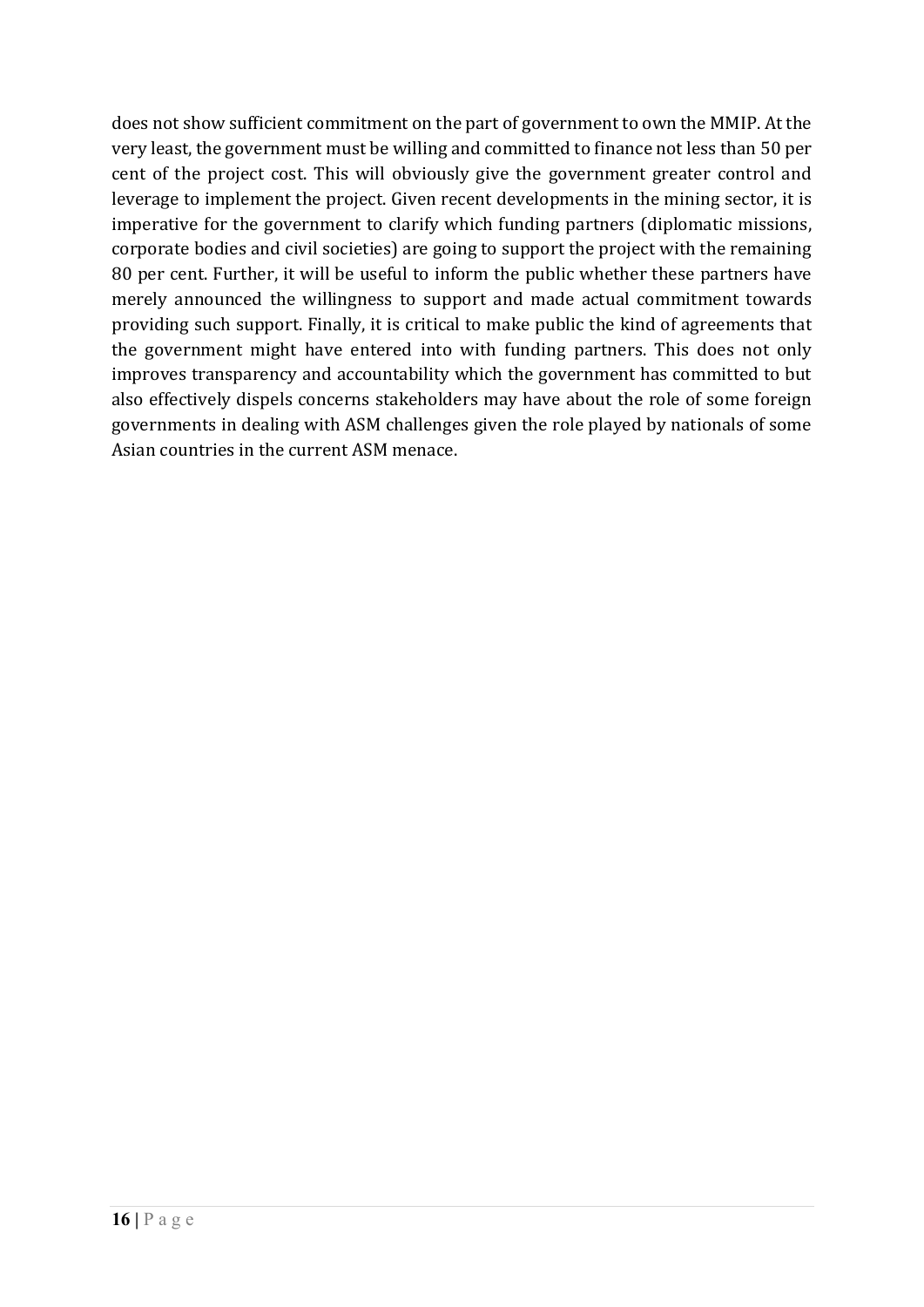does not show sufficient commitment on the part of government to own the MMIP. At the very least, the government must be willing and committed to finance not less than 50 per cent of the project cost. This will obviously give the government greater control and leverage to implement the project. Given recent developments in the mining sector, it is imperative for the government to clarify which funding partners (diplomatic missions, corporate bodies and civil societies) are going to support the project with the remaining 80 per cent. Further, it will be useful to inform the public whether these partners have merely announced the willingness to support and made actual commitment towards providing such support. Finally, it is critical to make public the kind of agreements that the government might have entered into with funding partners. This does not only improves transparency and accountability which the government has committed to but also effectively dispels concerns stakeholders may have about the role of some foreign governments in dealing with ASM challenges given the role played by nationals of some Asian countries in the current ASM menace.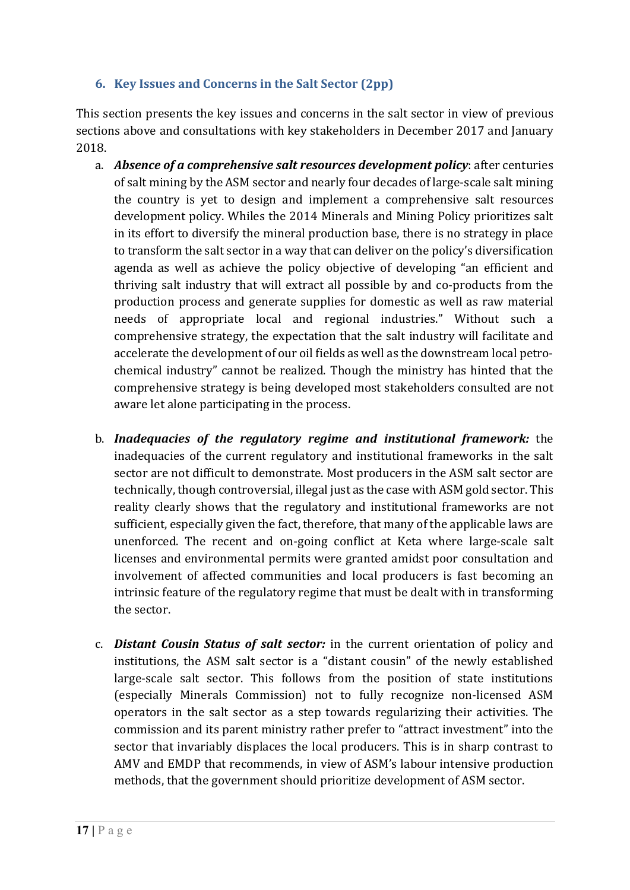### 6. Key Issues and Concerns in the Salt Sector (2pp)

This section presents the key issues and concerns in the salt sector in view of previous sections above and consultations with key stakeholders in December 2017 and January 2018.

a. ***Absence of a comprehensive salt resources development policy***: after centuries of salt mining by the ASM sector and nearly four decades of large-scale salt mining the country is yet to design and implement a comprehensive salt resources development policy. Whiles the 2014 Minerals and Mining Policy prioritizes salt in its effort to diversify the mineral production base, there is no strategy in place to transform the salt sector in a way that can deliver on the policy's diversification agenda as well as achieve the policy objective of developing "an efficient and thriving salt industry that will extract all possible by and co-products from the production process and generate supplies for domestic as well as raw material needs of appropriate local and regional industries." Without such a comprehensive strategy, the expectation that the salt industry will facilitate and accelerate the development of our oil fields as well as the downstream local petro-chemical industry" cannot be realized. Though the ministry has hinted that the comprehensive strategy is being developed most stakeholders consulted are not aware let alone participating in the process.

b. ***Inadequacies of the regulatory regime and institutional framework:*** the inadequacies of the current regulatory and institutional frameworks in the salt sector are not difficult to demonstrate. Most producers in the ASM salt sector are technically, though controversial, illegal just as the case with ASM gold sector. This reality clearly shows that the regulatory and institutional frameworks are not sufficient, especially given the fact, therefore, that many of the applicable laws are unenforced. The recent and on-going conflict at Keta where large-scale salt licenses and environmental permits were granted amidst poor consultation and involvement of affected communities and local producers is fast becoming an intrinsic feature of the regulatory regime that must be dealt with in transforming the sector.

c. ***Distant Cousin Status of salt sector:*** in the current orientation of policy and institutions, the ASM salt sector is a "distant cousin" of the newly established large-scale salt sector. This follows from the position of state institutions (especially Minerals Commission) not to fully recognize non-licensed ASM operators in the salt sector as a step towards regularizing their activities. The commission and its parent ministry rather prefer to "attract investment" into the sector that invariably displaces the local producers. This is in sharp contrast to AMV and EMDP that recommends, in view of ASM's labour intensive production methods, that the government should prioritize development of ASM sector.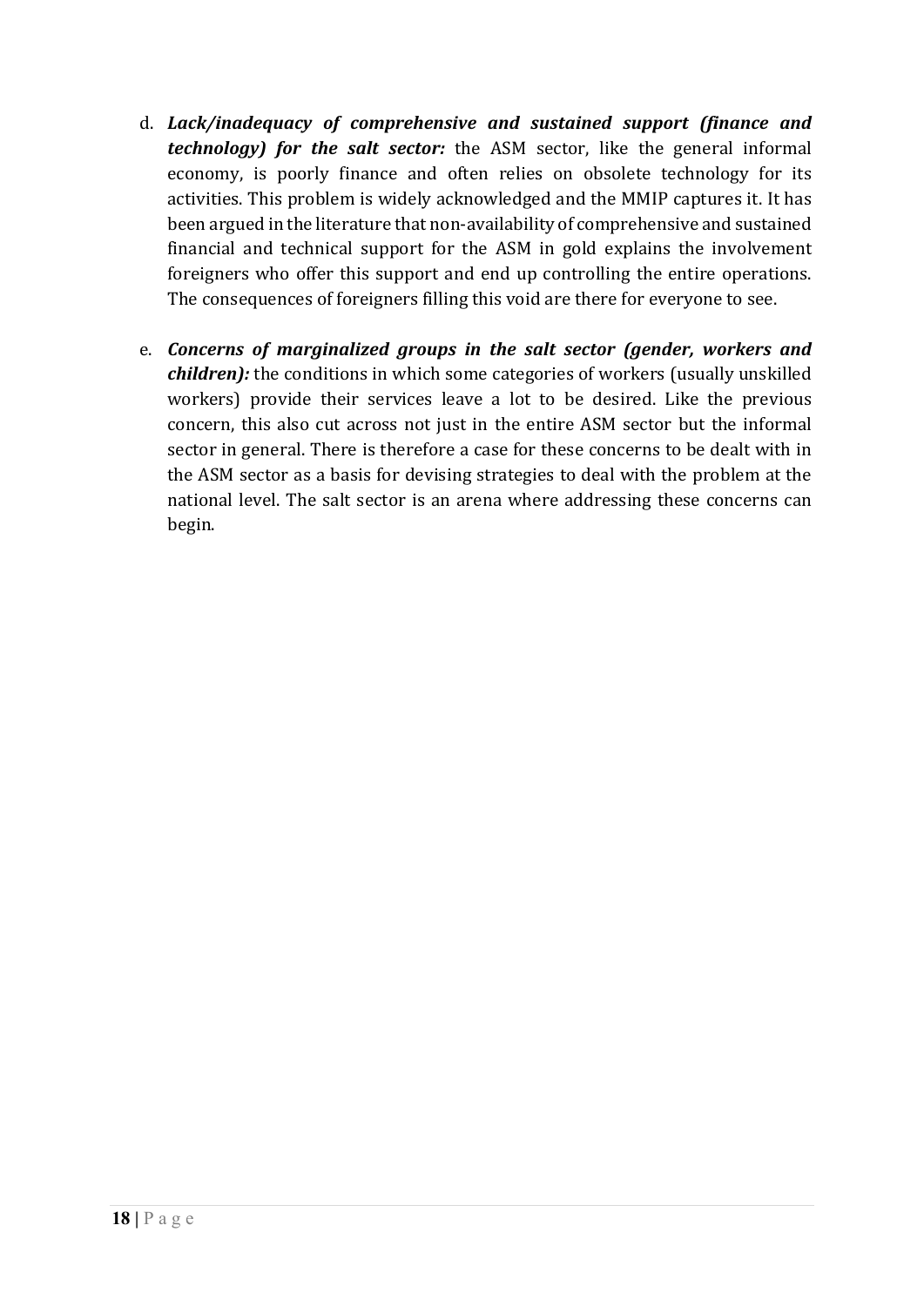d. ***Lack/inadequacy of comprehensive and sustained support (finance and technology) for the salt sector:*** the ASM sector, like the general informal economy, is poorly finance and often relies on obsolete technology for its activities. This problem is widely acknowledged and the MMIP captures it. It has been argued in the literature that non-availability of comprehensive and sustained financial and technical support for the ASM in gold explains the involvement foreigners who offer this support and end up controlling the entire operations. The consequences of foreigners filling this void are there for everyone to see.

e. ***Concerns of marginalized groups in the salt sector (gender, workers and children):*** the conditions in which some categories of workers (usually unskilled workers) provide their services leave a lot to be desired. Like the previous concern, this also cut across not just in the entire ASM sector but the informal sector in general. There is therefore a case for these concerns to be dealt with in the ASM sector as a basis for devising strategies to deal with the problem at the national level. The salt sector is an arena where addressing these concerns can begin.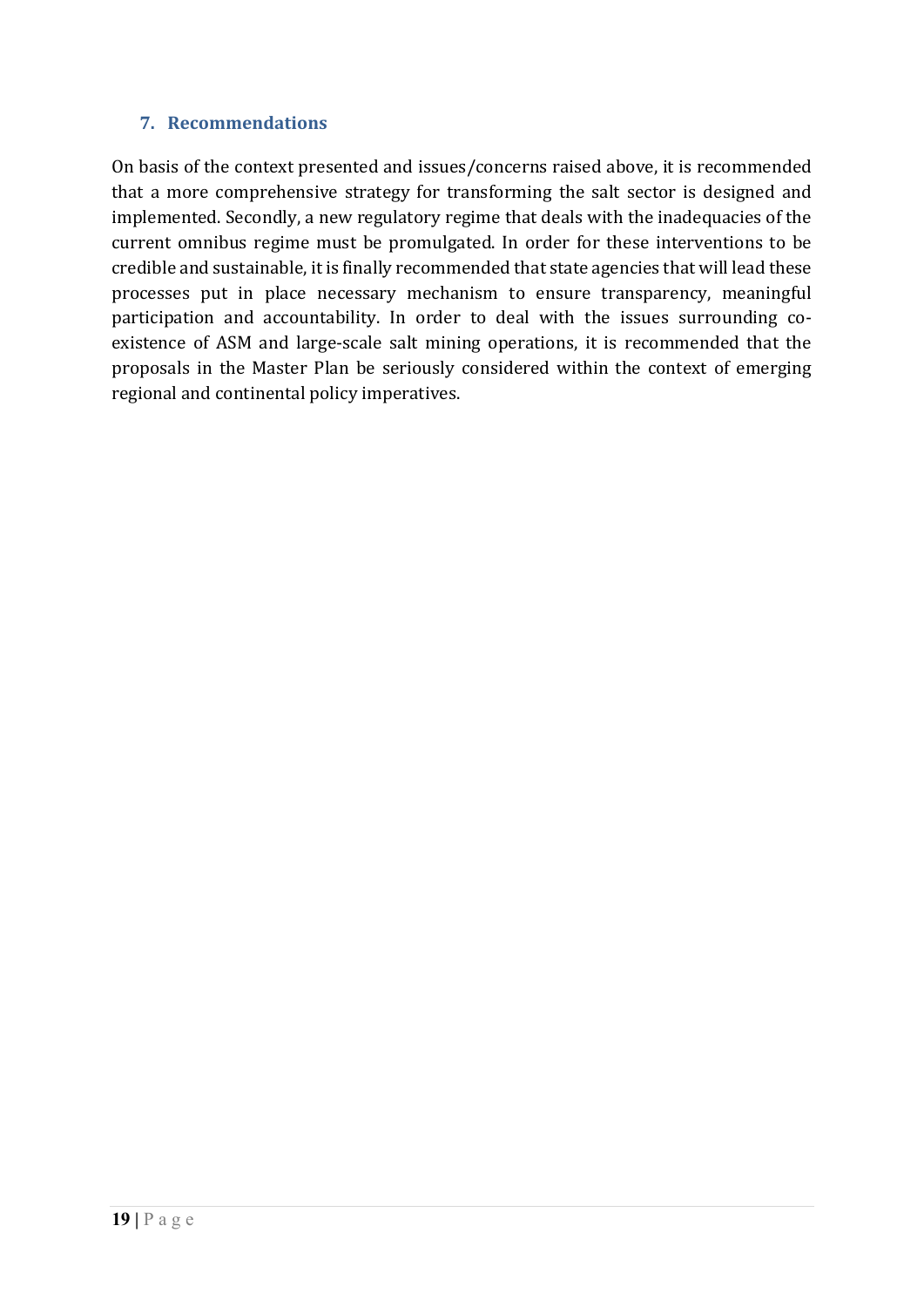## 7. Recommendations

On basis of the context presented and issues/concerns raised above, it is recommended that a more comprehensive strategy for transforming the salt sector is designed and implemented. Secondly, a new regulatory regime that deals with the inadequacies of the current omnibus regime must be promulgated. In order for these interventions to be credible and sustainable, it is finally recommended that state agencies that will lead these processes put in place necessary mechanism to ensure transparency, meaningful participation and accountability. In order to deal with the issues surrounding co-existence of ASM and large-scale salt mining operations, it is recommended that the proposals in the Master Plan be seriously considered within the context of emerging regional and continental policy imperatives.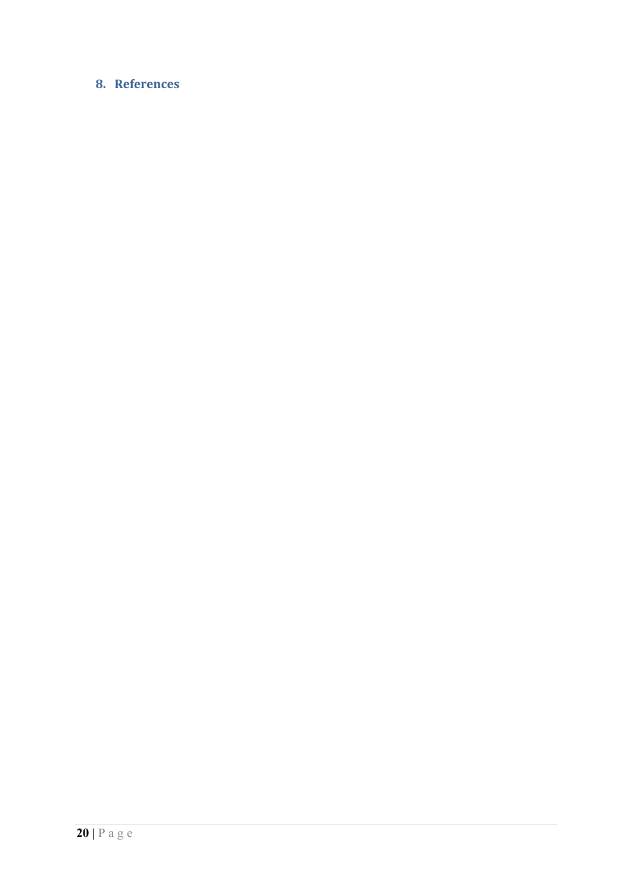## 8. References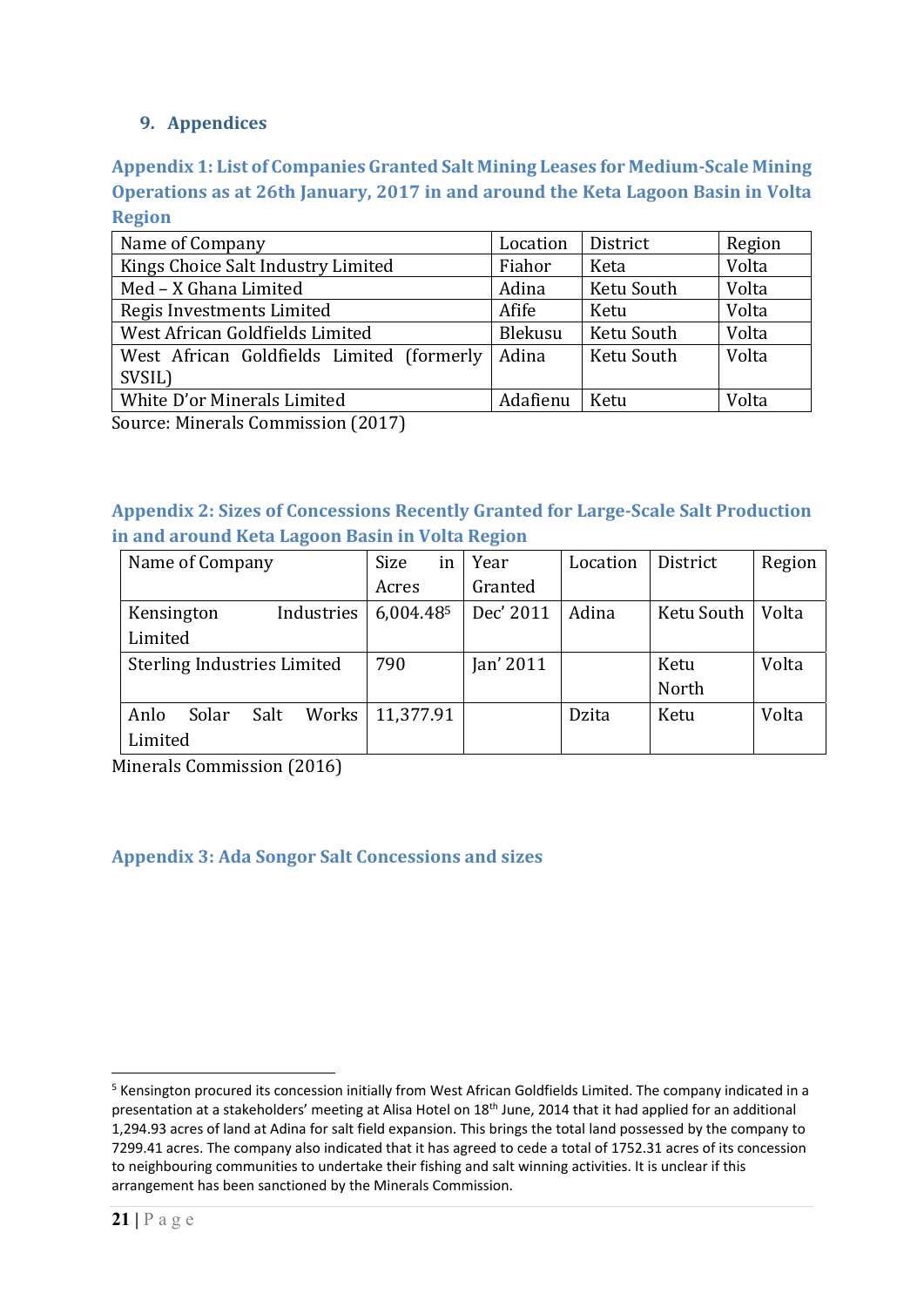## 9. Appendices

### Appendix 1: List of Companies Granted Salt Mining Leases for Medium-Scale Mining Operations as at 26th January, 2017 in and around the Keta Lagoon Basin in Volta Region

| Name of Company | Location | District | Region |
|---|---|---|---|
| Kings Choice Salt Industry Limited | Fiahor | Keta | Volta |
| Med – X Ghana Limited | Adina | Ketu South | Volta |
| Regis Investments Limited | Afife | Ketu | Volta |
| West African Goldfields Limited | Blekusu | Ketu South | Volta |
| West African Goldfields Limited (formerly SVSIL) | Adina | Ketu South | Volta |
| White D'or Minerals Limited | Adafienu | Ketu | Volta |

Source: Minerals Commission (2017)

### Appendix 2: Sizes of Concessions Recently Granted for Large-Scale Salt Production in and around Keta Lagoon Basin in Volta Region

| Name of Company | Size in Acres | Year Granted | Location | District | Region |
|---|---|---|---|---|---|
| Kensington Industries Limited | 6,004.48[5] | Dec' 2011 | Adina | Ketu South | Volta |
| Sterling Industries Limited | 790 | Jan' 2011 | | Ketu North | Volta |
| Anlo Solar Salt Works Limited | 11,377.91 | | Dzita | Ketu | Volta |

Minerals Commission (2016)

### Appendix 3: Ada Songor Salt Concessions and sizes

[5] Kensington procured its concession initially from West African Goldfields Limited. The company indicated in a presentation at a stakeholders' meeting at Alisa Hotel on 18th June, 2014 that it had applied for an additional 1,294.93 acres of land at Adina for salt field expansion. This brings the total land possessed by the company to 7299.41 acres. The company also indicated that it has agreed to cede a total of 1752.31 acres of its concession to neighbouring communities to undertake their fishing and salt winning activities. It is unclear if this arrangement has been sanctioned by the Minerals Commission.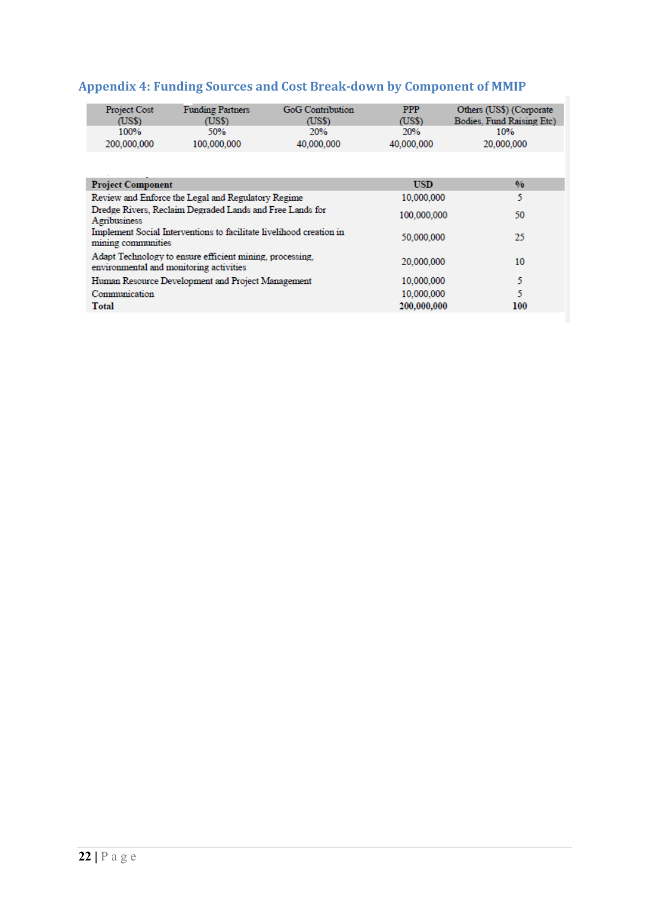## Appendix 4: Funding Sources and Cost Break-down by Component of MMIP

| Project Cost (US$) | Funding Partners (US$) | GoG Contribution (US$) | PPP (US$) | Others (US$) (Corporate Bodies, Fund Raising Etc) |
|---|---|---|---|---|
| 100% | 50% | 20% | 20% | 10% |
| 200,000,000 | 100,000,000 | 40,000,000 | 40,000,000 | 20,000,000 |

| **Project Component** | **USD** | **%** |
|---|---|---|
| Review and Enforce the Legal and Regulatory Regime | 10,000,000 | 5 |
| Dredge Rivers, Reclaim Degraded Lands and Free Lands for Agribusiness | 100,000,000 | 50 |
| Implement Social Interventions to facilitate livelihood creation in mining communities | 50,000,000 | 25 |
| Adapt Technology to ensure efficient mining, processing, environmental and monitoring activities | 20,000,000 | 10 |
| Human Resource Development and Project Management | 10,000,000 | 5 |
| Communication | 10,000,000 | 5 |
| **Total** | **200,000,000** | **100** |